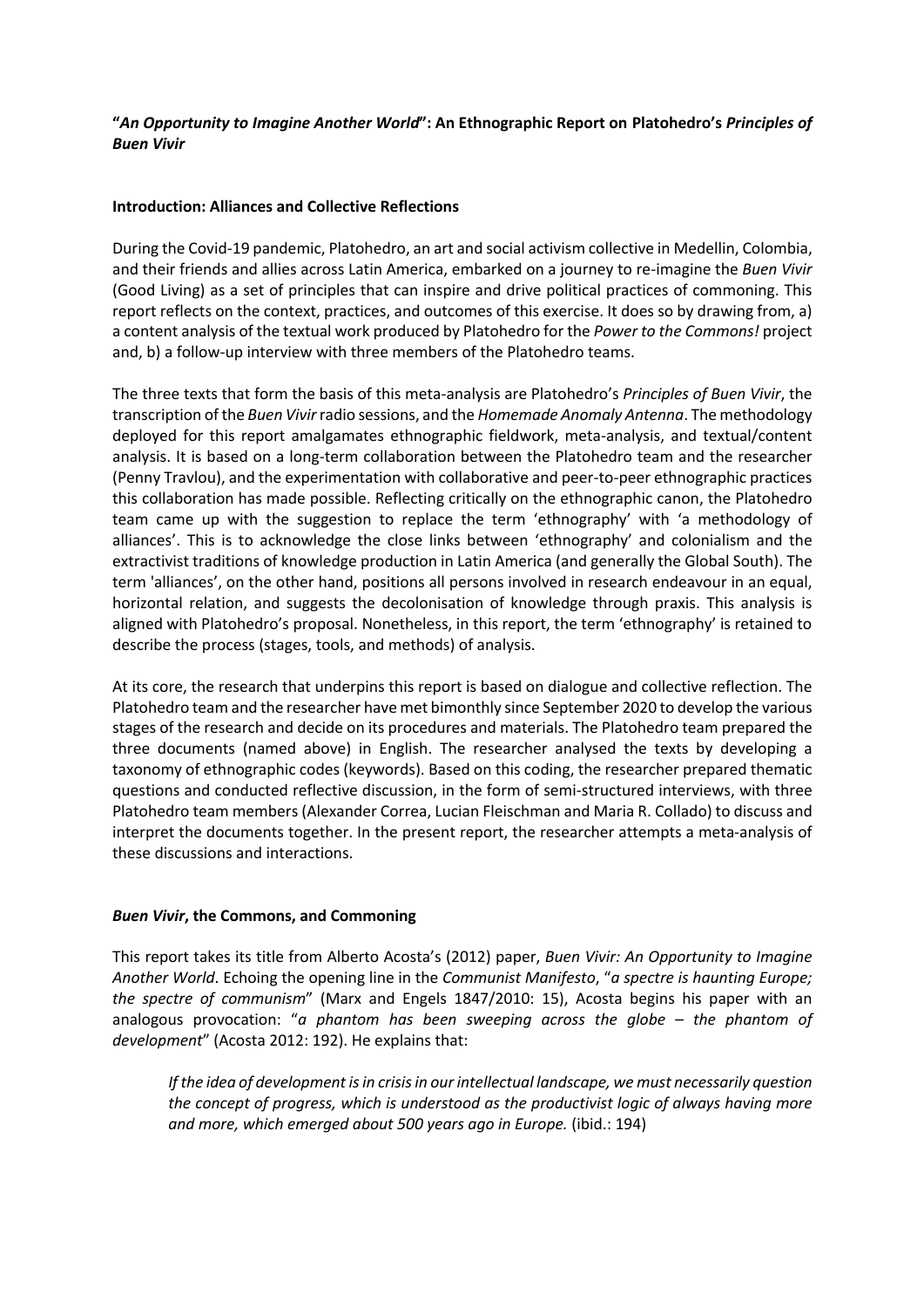# "*An Opportunity to Imagine Another World*": An Ethnographic Report on Platohedro's *Principles of Buen Vivir*

## Introduction: Alliances and Collective Reflections

During the Covid-19 pandemic, Platohedro, an art and social activism collective in Medellin, Colombia, and their friends and allies across Latin America, embarked on a journey to re-imagine the *Buen Vivir* (Good Living) as a set of principles that can inspire and drive political practices of commoning. This report reflects on the context, practices, and outcomes of this exercise. It does so by drawing from, a) a content analysis of the textual work produced by Platohedro for the *Power to the Commons!* project and, b) a follow-up interview with three members of the Platohedro teams.

The three texts that form the basis of this meta-analysis are Platohedro's *Principles of Buen Vivir*, the transcription of the *Buen Vivir* radio sessions, and the *Homemade Anomaly Antenna*. The methodology deployed for this report amalgamates ethnographic fieldwork, meta-analysis, and textual/content analysis. It is based on a long-term collaboration between the Platohedro team and the researcher (Penny Travlou), and the experimentation with collaborative and peer-to-peer ethnographic practices this collaboration has made possible. Reflecting critically on the ethnographic canon, the Platohedro team came up with the suggestion to replace the term 'ethnography' with 'a methodology of alliances'. This is to acknowledge the close links between 'ethnography' and colonialism and the extractivist traditions of knowledge production in Latin America (and generally the Global South). The term 'alliances', on the other hand, positions all persons involved in research endeavour in an equal, horizontal relation, and suggests the decolonisation of knowledge through praxis. This analysis is aligned with Platohedro's proposal. Nonetheless, in this report, the term 'ethnography' is retained to describe the process (stages, tools, and methods) of analysis.

At its core, the research that underpins this report is based on dialogue and collective reflection. The Platohedro team and the researcher have met bimonthly since September 2020 to develop the various stages of the research and decide on its procedures and materials. The Platohedro team prepared the three documents (named above) in English. The researcher analysed the texts by developing a taxonomy of ethnographic codes (keywords). Based on this coding, the researcher prepared thematic questions and conducted reflective discussion, in the form of semi-structured interviews, with three Platohedro team members (Alexander Correa, Lucian Fleischman and Maria R. Collado) to discuss and interpret the documents together. In the present report, the researcher attempts a meta-analysis of these discussions and interactions.

## *Buen Vivir*, the Commons, and Commoning

This report takes its title from Alberto Acosta's (2012) paper, *Buen Vivir: An Opportunity to Imagine Another World*. Echoing the opening line in the *Communist Manifesto*, "*a spectre is haunting Europe; the spectre of communism*" (Marx and Engels 1847/2010: 15), Acosta begins his paper with an analogous provocation: "*a phantom has been sweeping across the globe – the phantom of development*" (Acosta 2012: 192). He explains that:

> *If the idea of development is in crisis in our intellectual landscape, we must necessarily question the concept of progress, which is understood as the productivist logic of always having more and more, which emerged about 500 years ago in Europe.* (ibid.: 194)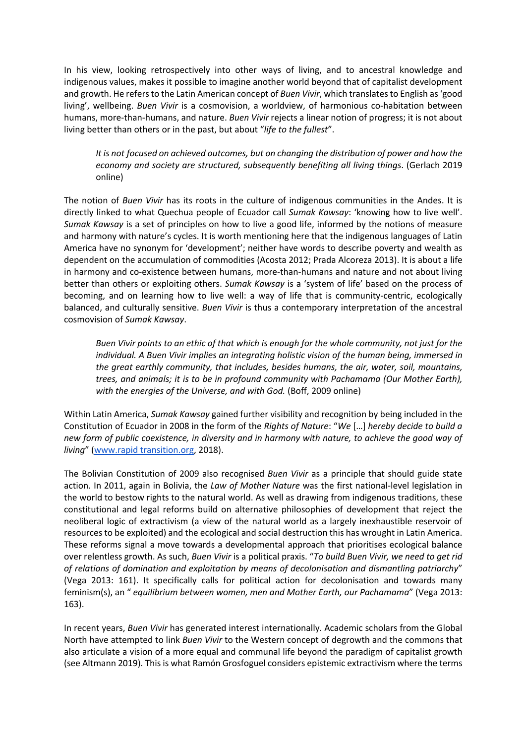In his view, looking retrospectively into other ways of living, and to ancestral knowledge and indigenous values, makes it possible to imagine another world beyond that of capitalist development and growth. He refers to the Latin American concept of *Buen Vivir*, which translates to English as 'good living', wellbeing. *Buen Vivir* is a cosmovision, a worldview, of harmonious co-habitation between humans, more-than-humans, and nature. *Buen Vivir* rejects a linear notion of progress; it is not about living better than others or in the past, but about "*life to the fullest*".

> *It is not focused on achieved outcomes, but on changing the distribution of power and how the economy and society are structured, subsequently benefiting all living things*. (Gerlach 2019 online)

The notion of *Buen Vivir* has its roots in the culture of indigenous communities in the Andes. It is directly linked to what Quechua people of Ecuador call *Sumak Kawsay*: 'knowing how to live well'. *Sumak Kawsay* is a set of principles on how to live a good life, informed by the notions of measure and harmony with nature's cycles. It is worth mentioning here that the indigenous languages of Latin America have no synonym for 'development'; neither have words to describe poverty and wealth as dependent on the accumulation of commodities (Acosta 2012; Prada Alcoreza 2013). It is about a life in harmony and co-existence between humans, more-than-humans and nature and not about living better than others or exploiting others. *Sumak Kawsay* is a 'system of life' based on the process of becoming, and on learning how to live well: a way of life that is community-centric, ecologically balanced, and culturally sensitive. *Buen Vivir* is thus a contemporary interpretation of the ancestral cosmovision of *Sumak Kawsay*.

> *Buen Vivir points to an ethic of that which is enough for the whole community, not just for the individual. A Buen Vivir implies an integrating holistic vision of the human being, immersed in the great earthly community, that includes, besides humans, the air, water, soil, mountains, trees, and animals; it is to be in profound community with Pachamama (Our Mother Earth), with the energies of the Universe, and with God.* (Boff, 2009 online)

Within Latin America, *Sumak Kawsay* gained further visibility and recognition by being included in the Constitution of Ecuador in 2008 in the form of the *Rights of Nature*: "*We* […] *hereby decide to build a new form of public coexistence, in diversity and in harmony with nature, to achieve the good way of living*" (www.rapid transition.org, 2018).

The Bolivian Constitution of 2009 also recognised *Buen Vivir* as a principle that should guide state action. In 2011, again in Bolivia, the *Law of Mother Nature* was the first national-level legislation in the world to bestow rights to the natural world. As well as drawing from indigenous traditions, these constitutional and legal reforms build on alternative philosophies of development that reject the neoliberal logic of extractivism (a view of the natural world as a largely inexhaustible reservoir of resources to be exploited) and the ecological and social destruction this has wrought in Latin America. These reforms signal a move towards a developmental approach that prioritises ecological balance over relentless growth. As such, *Buen Vivir* is a political praxis. "*To build Buen Vivir, we need to get rid of relations of domination and exploitation by means of decolonisation and dismantling patriarchy*" (Vega 2013: 161). It specifically calls for political action for decolonisation and towards many feminism(s), an " *equilibrium between women, men and Mother Earth, our Pachamama*" (Vega 2013: 163).

In recent years, *Buen Vivir* has generated interest internationally. Academic scholars from the Global North have attempted to link *Buen Vivir* to the Western concept of degrowth and the commons that also articulate a vision of a more equal and communal life beyond the paradigm of capitalist growth (see Altmann 2019). This is what Ramón Grosfoguel considers epistemic extractivism where the terms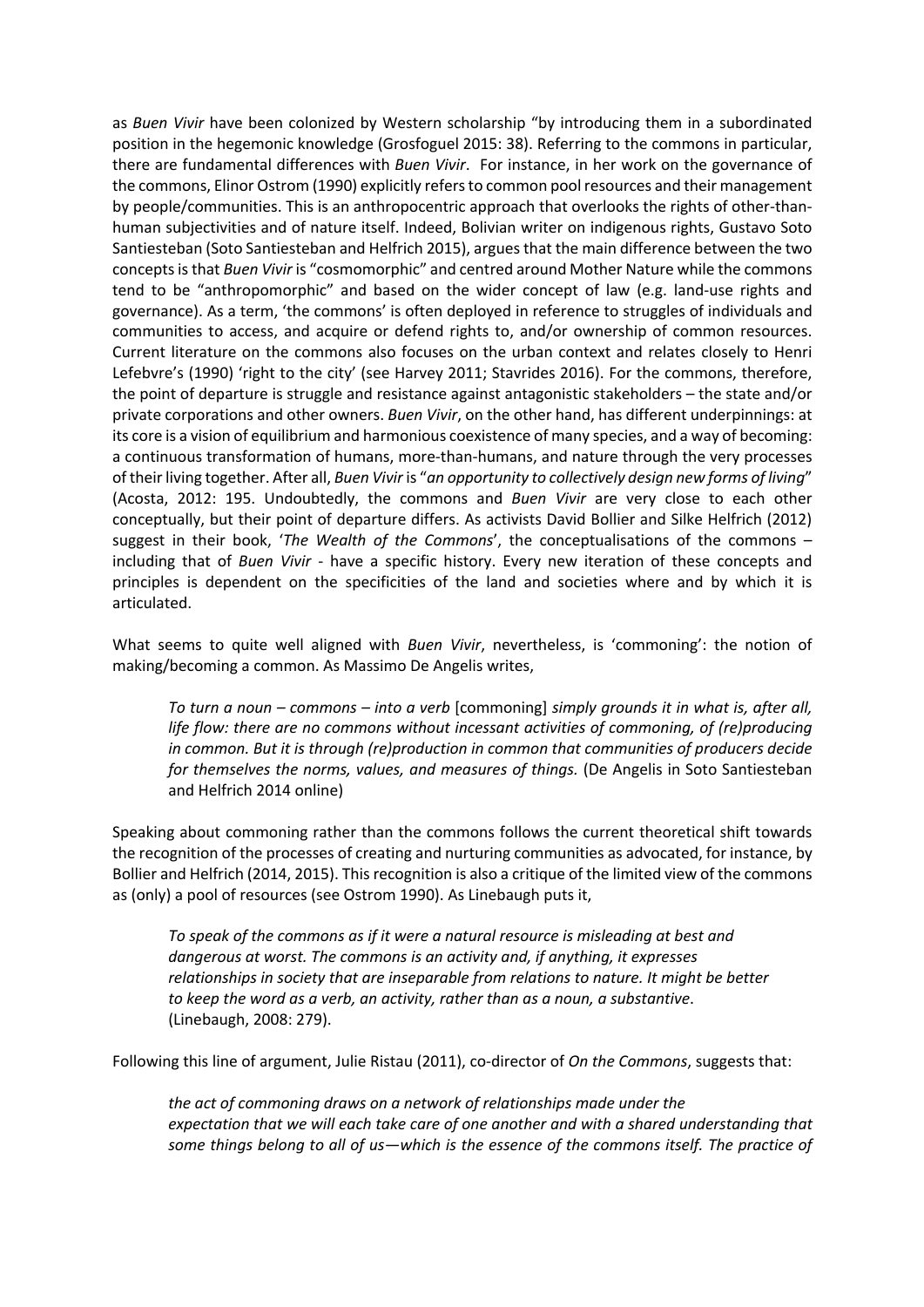as *Buen Vivir* have been colonized by Western scholarship "by introducing them in a subordinated position in the hegemonic knowledge (Grosfoguel 2015: 38). Referring to the commons in particular, there are fundamental differences with *Buen Vivir*. For instance, in her work on the governance of the commons, Elinor Ostrom (1990) explicitly refers to common pool resources and their management by people/communities. This is an anthropocentric approach that overlooks the rights of other-than-human subjectivities and of nature itself. Indeed, Bolivian writer on indigenous rights, Gustavo Soto Santiesteban (Soto Santiesteban and Helfrich 2015), argues that the main difference between the two concepts is that *Buen Vivir* is "cosmomorphic" and centred around Mother Nature while the commons tend to be "anthropomorphic" and based on the wider concept of law (e.g. land-use rights and governance). As a term, 'the commons' is often deployed in reference to struggles of individuals and communities to access, and acquire or defend rights to, and/or ownership of common resources. Current literature on the commons also focuses on the urban context and relates closely to Henri Lefebvre's (1990) 'right to the city' (see Harvey 2011; Stavrides 2016). For the commons, therefore, the point of departure is struggle and resistance against antagonistic stakeholders – the state and/or private corporations and other owners. *Buen Vivir*, on the other hand, has different underpinnings: at its core is a vision of equilibrium and harmonious coexistence of many species, and a way of becoming: a continuous transformation of humans, more-than-humans, and nature through the very processes of their living together. After all, *Buen Vivir* is "*an opportunity to collectively design new forms of living*" (Acosta, 2012: 195. Undoubtedly, the commons and *Buen Vivir* are very close to each other conceptually, but their point of departure differs. As activists David Bollier and Silke Helfrich (2012) suggest in their book, '*The Wealth of the Commons*', the conceptualisations of the commons – including that of *Buen Vivir* - have a specific history. Every new iteration of these concepts and principles is dependent on the specificities of the land and societies where and by which it is articulated.

What seems to quite well aligned with *Buen Vivir*, nevertheless, is 'commoning': the notion of making/becoming a common. As Massimo De Angelis writes,

> *To turn a noun – commons – into a verb* [commoning] *simply grounds it in what is, after all, life flow: there are no commons without incessant activities of commoning, of (re)producing in common. But it is through (re)production in common that communities of producers decide for themselves the norms, values, and measures of things.* (De Angelis in Soto Santiesteban and Helfrich 2014 online)

Speaking about commoning rather than the commons follows the current theoretical shift towards the recognition of the processes of creating and nurturing communities as advocated, for instance, by Bollier and Helfrich (2014, 2015). This recognition is also a critique of the limited view of the commons as (only) a pool of resources (see Ostrom 1990). As Linebaugh puts it,

> *To speak of the commons as if it were a natural resource is misleading at best and dangerous at worst. The commons is an activity and, if anything, it expresses relationships in society that are inseparable from relations to nature. It might be better to keep the word as a verb, an activity, rather than as a noun, a substantive*. (Linebaugh, 2008: 279).

Following this line of argument, Julie Ristau (2011), co-director of *On the Commons*, suggests that:

> *the act of commoning draws on a network of relationships made under the expectation that we will each take care of one another and with a shared understanding that some things belong to all of us—which is the essence of the commons itself. The practice of*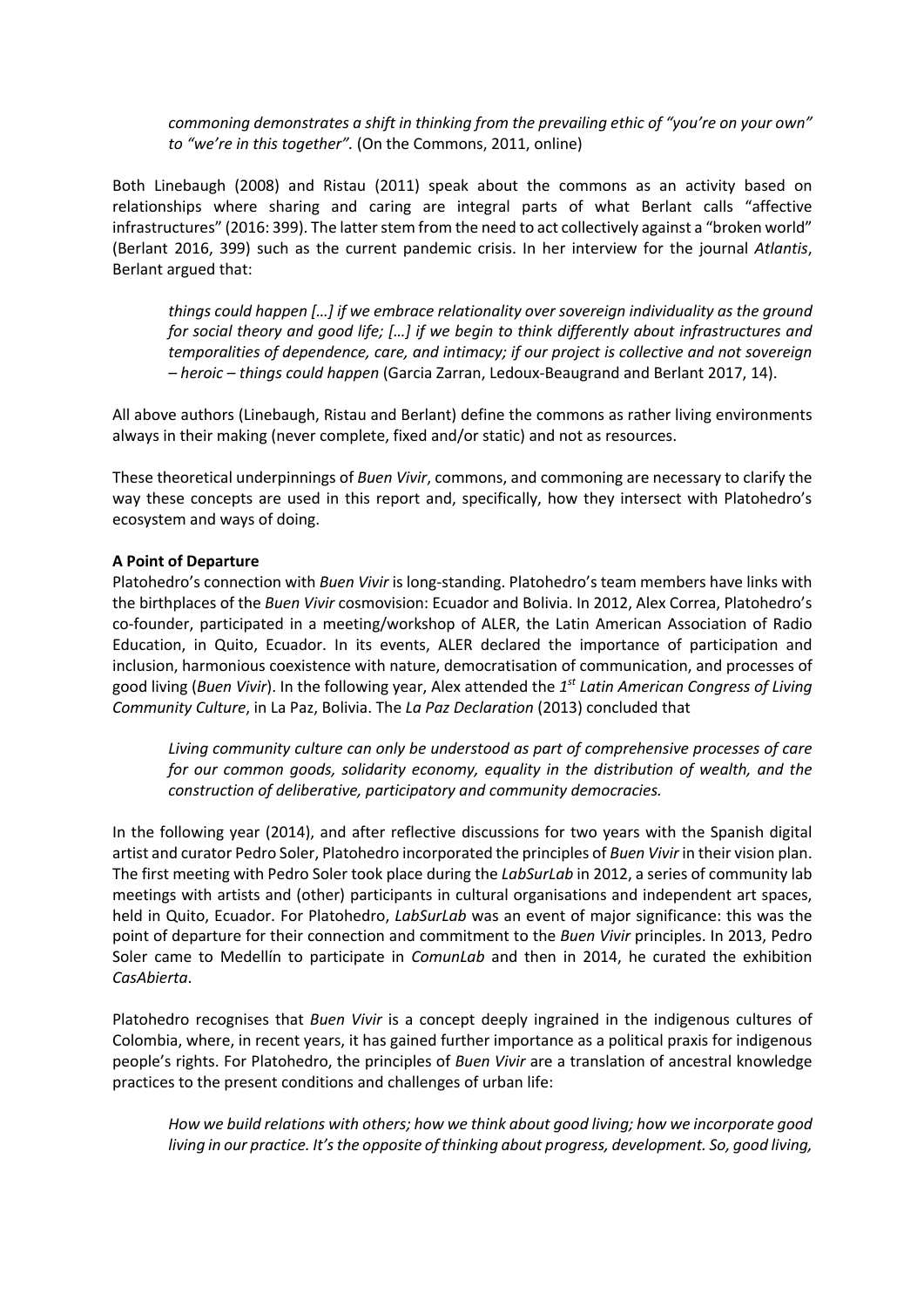*commoning demonstrates a shift in thinking from the prevailing ethic of "you're on your own" to "we're in this together".* (On the Commons, 2011, online)

Both Linebaugh (2008) and Ristau (2011) speak about the commons as an activity based on relationships where sharing and caring are integral parts of what Berlant calls "affective infrastructures" (2016: 399). The latter stem from the need to act collectively against a "broken world" (Berlant 2016, 399) such as the current pandemic crisis. In her interview for the journal *Atlantis*, Berlant argued that:

> *things could happen […] if we embrace relationality over sovereign individuality as the ground for social theory and good life; […] if we begin to think differently about infrastructures and temporalities of dependence, care, and intimacy; if our project is collective and not sovereign – heroic – things could happen* (Garcia Zarran, Ledoux-Beaugrand and Berlant 2017, 14).

All above authors (Linebaugh, Ristau and Berlant) define the commons as rather living environments always in their making (never complete, fixed and/or static) and not as resources.

These theoretical underpinnings of *Buen Vivir*, commons, and commoning are necessary to clarify the way these concepts are used in this report and, specifically, how they intersect with Platohedro's ecosystem and ways of doing.

**A Point of Departure**

Platohedro's connection with *Buen Vivir* is long-standing. Platohedro's team members have links with the birthplaces of the *Buen Vivir* cosmovision: Ecuador and Bolivia. In 2012, Alex Correa, Platohedro's co-founder, participated in a meeting/workshop of ALER, the Latin American Association of Radio Education, in Quito, Ecuador. In its events, ALER declared the importance of participation and inclusion, harmonious coexistence with nature, democratisation of communication, and processes of good living (*Buen Vivir*). In the following year, Alex attended the *1st Latin American Congress of Living Community Culture*, in La Paz, Bolivia. The *La Paz Declaration* (2013) concluded that

> *Living community culture can only be understood as part of comprehensive processes of care for our common goods, solidarity economy, equality in the distribution of wealth, and the construction of deliberative, participatory and community democracies.*

In the following year (2014), and after reflective discussions for two years with the Spanish digital artist and curator Pedro Soler, Platohedro incorporated the principles of *Buen Vivir* in their vision plan. The first meeting with Pedro Soler took place during the *LabSurLab* in 2012, a series of community lab meetings with artists and (other) participants in cultural organisations and independent art spaces, held in Quito, Ecuador. For Platohedro, *LabSurLab* was an event of major significance: this was the point of departure for their connection and commitment to the *Buen Vivir* principles. In 2013, Pedro Soler came to Medellín to participate in *ComunLab* and then in 2014, he curated the exhibition *CasAbierta*.

Platohedro recognises that *Buen Vivir* is a concept deeply ingrained in the indigenous cultures of Colombia, where, in recent years, it has gained further importance as a political praxis for indigenous people's rights. For Platohedro, the principles of *Buen Vivir* are a translation of ancestral knowledge practices to the present conditions and challenges of urban life:

> *How we build relations with others; how we think about good living; how we incorporate good living in our practice. It's the opposite of thinking about progress, development. So, good living,*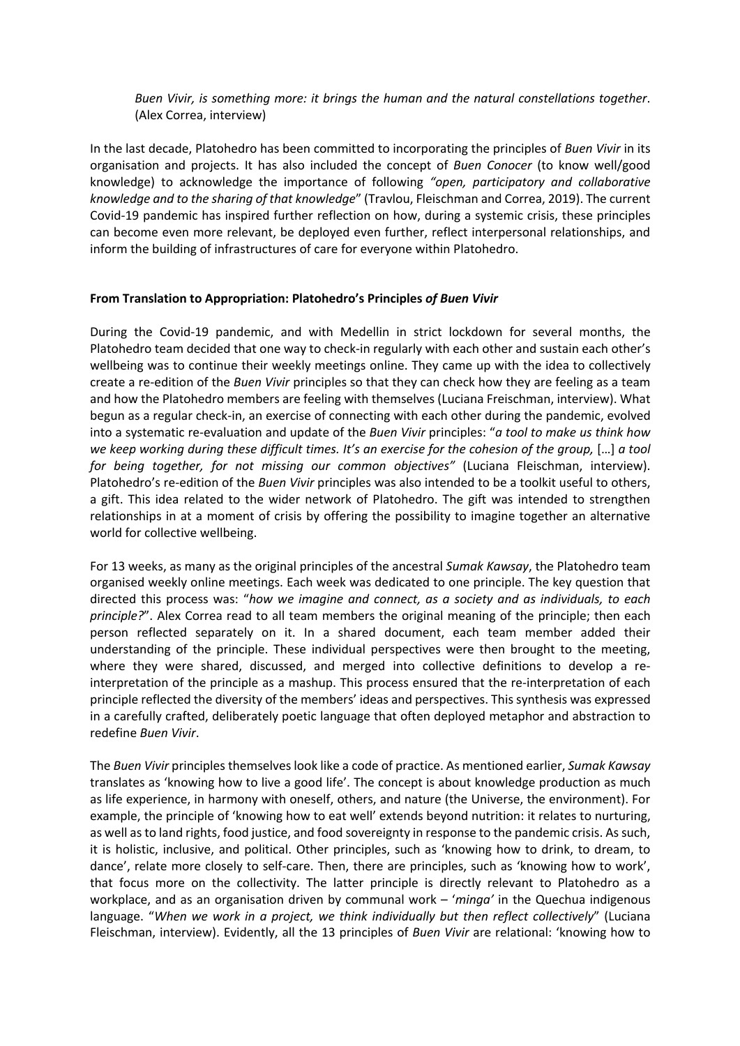> *Buen Vivir, is something more: it brings the human and the natural constellations together*. (Alex Correa, interview)

In the last decade, Platohedro has been committed to incorporating the principles of *Buen Vivir* in its organisation and projects. It has also included the concept of *Buen Conocer* (to know well/good knowledge) to acknowledge the importance of following *"open, participatory and collaborative knowledge and to the sharing of that knowledge*" (Travlou, Fleischman and Correa, 2019). The current Covid-19 pandemic has inspired further reflection on how, during a systemic crisis, these principles can become even more relevant, be deployed even further, reflect interpersonal relationships, and inform the building of infrastructures of care for everyone within Platohedro.

**From Translation to Appropriation: Platohedro's Principles *of Buen Vivir***

During the Covid-19 pandemic, and with Medellin in strict lockdown for several months, the Platohedro team decided that one way to check-in regularly with each other and sustain each other's wellbeing was to continue their weekly meetings online. They came up with the idea to collectively create a re-edition of the *Buen Vivir* principles so that they can check how they are feeling as a team and how the Platohedro members are feeling with themselves (Luciana Freischman, interview). What begun as a regular check-in, an exercise of connecting with each other during the pandemic, evolved into a systematic re-evaluation and update of the *Buen Vivir* principles: "*a tool to make us think how we keep working during these difficult times. It's an exercise for the cohesion of the group,* […] *a tool for being together, for not missing our common objectives"* (Luciana Fleischman, interview). Platohedro's re-edition of the *Buen Vivir* principles was also intended to be a toolkit useful to others, a gift. This idea related to the wider network of Platohedro. The gift was intended to strengthen relationships in at a moment of crisis by offering the possibility to imagine together an alternative world for collective wellbeing.

For 13 weeks, as many as the original principles of the ancestral *Sumak Kawsay*, the Platohedro team organised weekly online meetings. Each week was dedicated to one principle. The key question that directed this process was: "*how we imagine and connect, as a society and as individuals, to each principle?*". Alex Correa read to all team members the original meaning of the principle; then each person reflected separately on it. In a shared document, each team member added their understanding of the principle. These individual perspectives were then brought to the meeting, where they were shared, discussed, and merged into collective definitions to develop a re-interpretation of the principle as a mashup. This process ensured that the re-interpretation of each principle reflected the diversity of the members' ideas and perspectives. This synthesis was expressed in a carefully crafted, deliberately poetic language that often deployed metaphor and abstraction to redefine *Buen Vivir*.

The *Buen Vivir* principles themselves look like a code of practice. As mentioned earlier, *Sumak Kawsay* translates as 'knowing how to live a good life'. The concept is about knowledge production as much as life experience, in harmony with oneself, others, and nature (the Universe, the environment). For example, the principle of 'knowing how to eat well' extends beyond nutrition: it relates to nurturing, as well as to land rights, food justice, and food sovereignty in response to the pandemic crisis. As such, it is holistic, inclusive, and political. Other principles, such as 'knowing how to drink, to dream, to dance', relate more closely to self-care. Then, there are principles, such as 'knowing how to work', that focus more on the collectivity. The latter principle is directly relevant to Platohedro as a workplace, and as an organisation driven by communal work – '*minga'* in the Quechua indigenous language. "*When we work in a project, we think individually but then reflect collectively*" (Luciana Fleischman, interview). Evidently, all the 13 principles of *Buen Vivir* are relational: 'knowing how to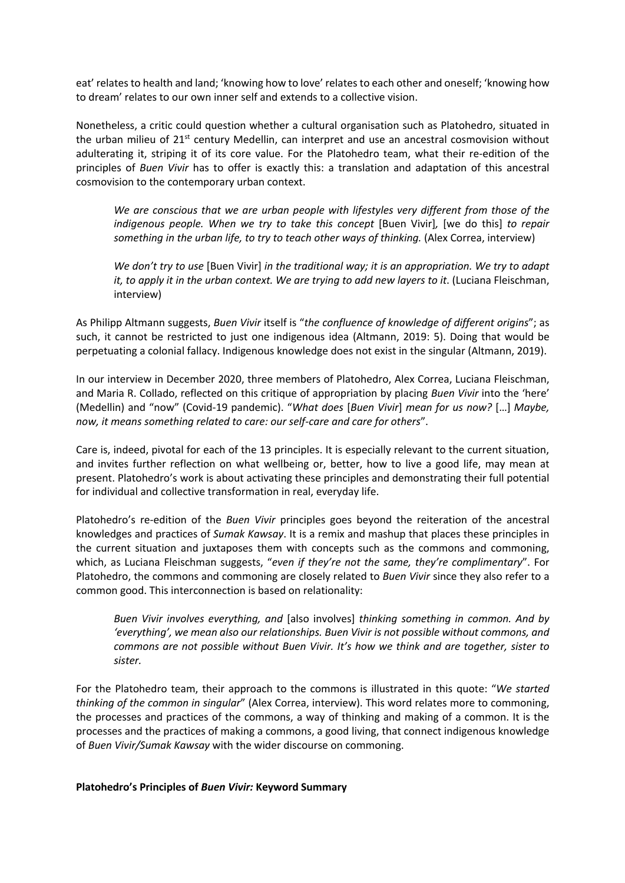eat' relates to health and land; 'knowing how to love' relates to each other and oneself; 'knowing how to dream' relates to our own inner self and extends to a collective vision.

Nonetheless, a critic could question whether a cultural organisation such as Platohedro, situated in the urban milieu of 21st century Medellin, can interpret and use an ancestral cosmovision without adulterating it, striping it of its core value. For the Platohedro team, what their re-edition of the principles of *Buen Vivir* has to offer is exactly this: a translation and adaptation of this ancestral cosmovision to the contemporary urban context.

> *We are conscious that we are urban people with lifestyles very different from those of the indigenous people. When we try to take this concept* [Buen Vivir]*,* [we do this] *to repair something in the urban life, to try to teach other ways of thinking.* (Alex Correa, interview)

> *We don't try to use* [Buen Vivir] *in the traditional way; it is an appropriation. We try to adapt it, to apply it in the urban context. We are trying to add new layers to it*. (Luciana Fleischman, interview)

As Philipp Altmann suggests, *Buen Vivir* itself is "*the confluence of knowledge of different origins*"; as such, it cannot be restricted to just one indigenous idea (Altmann, 2019: 5). Doing that would be perpetuating a colonial fallacy. Indigenous knowledge does not exist in the singular (Altmann, 2019).

In our interview in December 2020, three members of Platohedro, Alex Correa, Luciana Fleischman, and Maria R. Collado, reflected on this critique of appropriation by placing *Buen Vivir* into the 'here' (Medellin) and "now" (Covid-19 pandemic). "*What does* [*Buen Vivir*] *mean for us now?* […] *Maybe, now, it means something related to care: our self-care and care for others*".

Care is, indeed, pivotal for each of the 13 principles. It is especially relevant to the current situation, and invites further reflection on what wellbeing or, better, how to live a good life, may mean at present. Platohedro's work is about activating these principles and demonstrating their full potential for individual and collective transformation in real, everyday life.

Platohedro's re-edition of the *Buen Vivir* principles goes beyond the reiteration of the ancestral knowledges and practices of *Sumak Kawsay*. It is a remix and mashup that places these principles in the current situation and juxtaposes them with concepts such as the commons and commoning, which, as Luciana Fleischman suggests, "*even if they're not the same, they're complimentary*". For Platohedro, the commons and commoning are closely related to *Buen Vivir* since they also refer to a common good. This interconnection is based on relationality:

> *Buen Vivir involves everything, and* [also involves] *thinking something in common. And by 'everything', we mean also our relationships. Buen Vivir is not possible without commons, and commons are not possible without Buen Vivir. It's how we think and are together, sister to sister.*

For the Platohedro team, their approach to the commons is illustrated in this quote: "*We started thinking of the common in singular*" (Alex Correa, interview). This word relates more to commoning, the processes and practices of the commons, a way of thinking and making of a common. It is the processes and the practices of making a commons, a good living, that connect indigenous knowledge of *Buen Vivir/Sumak Kawsay* with the wider discourse on commoning.

**Platohedro's Principles of *Buen Vivir:* Keyword Summary**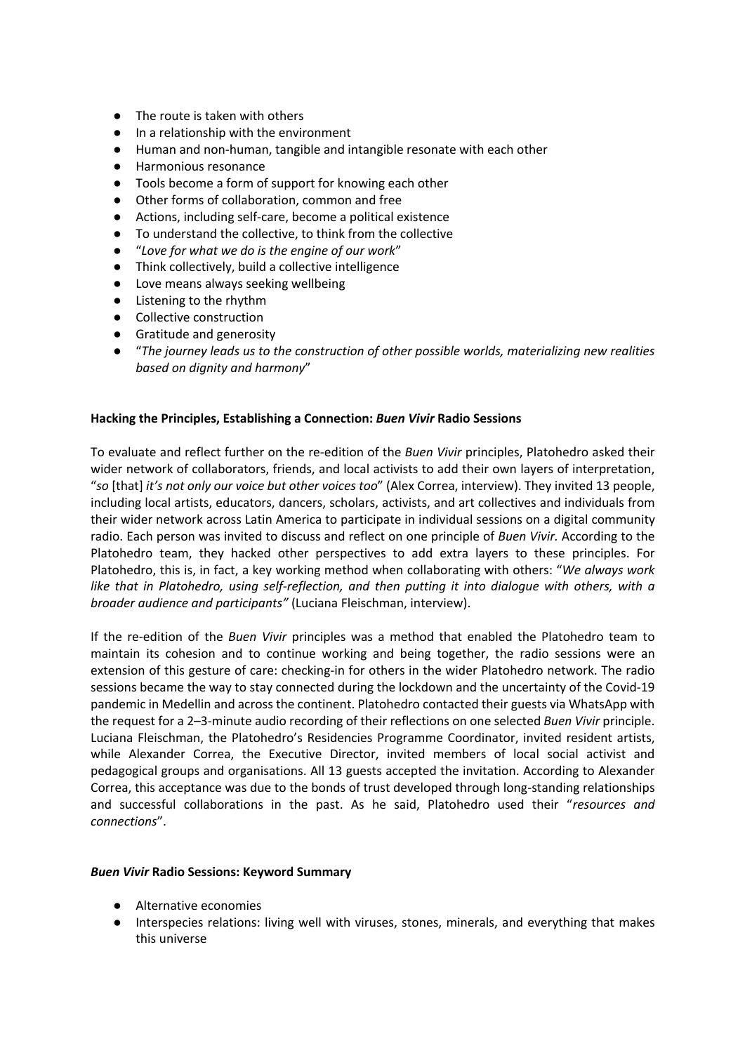- The route is taken with others
- In a relationship with the environment
- Human and non-human, tangible and intangible resonate with each other
- Harmonious resonance
- Tools become a form of support for knowing each other
- Other forms of collaboration, common and free
- Actions, including self-care, become a political existence
- To understand the collective, to think from the collective
- "*Love for what we do is the engine of our work*"
- Think collectively, build a collective intelligence
- Love means always seeking wellbeing
- Listening to the rhythm
- Collective construction
- Gratitude and generosity
- "*The journey leads us to the construction of other possible worlds, materializing new realities based on dignity and harmony*"

**Hacking the Principles, Establishing a Connection: *Buen Vivir* Radio Sessions**

To evaluate and reflect further on the re-edition of the *Buen Vivir* principles, Platohedro asked their wider network of collaborators, friends, and local activists to add their own layers of interpretation, "*so* [that] *it's not only our voice but other voices too*" (Alex Correa, interview). They invited 13 people, including local artists, educators, dancers, scholars, activists, and art collectives and individuals from their wider network across Latin America to participate in individual sessions on a digital community radio. Each person was invited to discuss and reflect on one principle of *Buen Vivir.* According to the Platohedro team, they hacked other perspectives to add extra layers to these principles. For Platohedro, this is, in fact, a key working method when collaborating with others: "*We always work like that in Platohedro, using self-reflection, and then putting it into dialogue with others, with a broader audience and participants"* (Luciana Fleischman, interview).

If the re-edition of the *Buen Vivir* principles was a method that enabled the Platohedro team to maintain its cohesion and to continue working and being together, the radio sessions were an extension of this gesture of care: checking-in for others in the wider Platohedro network. The radio sessions became the way to stay connected during the lockdown and the uncertainty of the Covid-19 pandemic in Medellin and across the continent. Platohedro contacted their guests via WhatsApp with the request for a 2–3-minute audio recording of their reflections on one selected *Buen Vivir* principle. Luciana Fleischman, the Platohedro's Residencies Programme Coordinator, invited resident artists, while Alexander Correa, the Executive Director, invited members of local social activist and pedagogical groups and organisations. All 13 guests accepted the invitation. According to Alexander Correa, this acceptance was due to the bonds of trust developed through long-standing relationships and successful collaborations in the past. As he said, Platohedro used their "*resources and connections*".

***Buen Vivir* Radio Sessions: Keyword Summary**

- Alternative economies
- Interspecies relations: living well with viruses, stones, minerals, and everything that makes this universe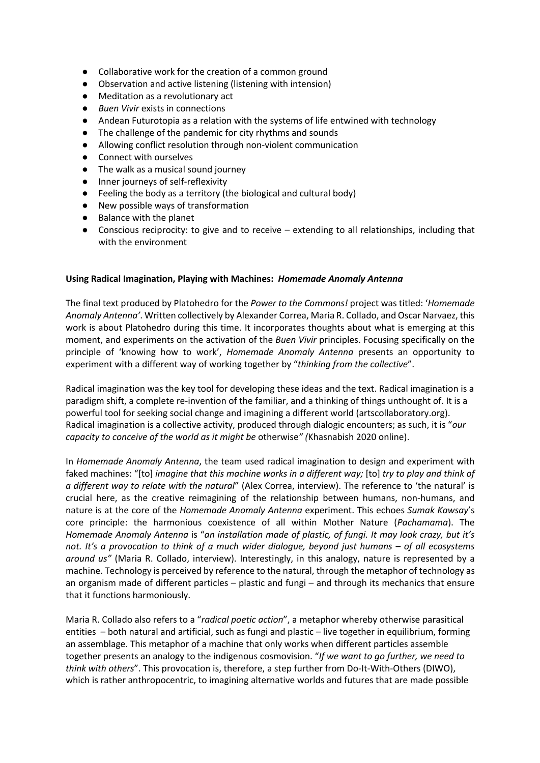- Collaborative work for the creation of a common ground
- Observation and active listening (listening with intension)
- Meditation as a revolutionary act
- *Buen Vivir* exists in connections
- Andean Futurotopia as a relation with the systems of life entwined with technology
- The challenge of the pandemic for city rhythms and sounds
- Allowing conflict resolution through non-violent communication
- Connect with ourselves
- The walk as a musical sound journey
- Inner journeys of self-reflexivity
- Feeling the body as a territory (the biological and cultural body)
- New possible ways of transformation
- Balance with the planet
- Conscious reciprocity: to give and to receive – extending to all relationships, including that with the environment

**Using Radical Imagination, Playing with Machines: *Homemade Anomaly Antenna***

The final text produced by Platohedro for the *Power to the Commons!* project was titled: '*Homemade Anomaly Antenna'*. Written collectively by Alexander Correa, Maria R. Collado, and Oscar Narvaez, this work is about Platohedro during this time. It incorporates thoughts about what is emerging at this moment, and experiments on the activation of the *Buen Vivir* principles. Focusing specifically on the principle of 'knowing how to work', *Homemade Anomaly Antenna* presents an opportunity to experiment with a different way of working together by "*thinking from the collective*".

Radical imagination was the key tool for developing these ideas and the text. Radical imagination is a paradigm shift, a complete re-invention of the familiar, and a thinking of things unthought of. It is a powerful tool for seeking social change and imagining a different world (artscollaboratory.org). Radical imagination is a collective activity, produced through dialogic encounters; as such, it is "*our capacity to conceive of the world as it might be* otherwise*" (*Khasnabish 2020 online).

In *Homemade Anomaly Antenna*, the team used radical imagination to design and experiment with faked machines: "[to] *imagine that this machine works in a different way;* [to] *try to play and think of a different way to relate with the natural*" (Alex Correa, interview). The reference to 'the natural' is crucial here, as the creative reimagining of the relationship between humans, non-humans, and nature is at the core of the *Homemade Anomaly Antenna* experiment. This echoes *Sumak Kawsay*'s core principle: the harmonious coexistence of all within Mother Nature (*Pachamama*). The *Homemade Anomaly Antenna* is "*an installation made of plastic, of fungi. It may look crazy, but it's not. It's a provocation to think of a much wider dialogue, beyond just humans – of all ecosystems around us"* (Maria R. Collado, interview). Interestingly, in this analogy, nature is represented by a machine. Technology is perceived by reference to the natural, through the metaphor of technology as an organism made of different particles – plastic and fungi – and through its mechanics that ensure that it functions harmoniously.

Maria R. Collado also refers to a "*radical poetic action*", a metaphor whereby otherwise parasitical entities – both natural and artificial, such as fungi and plastic – live together in equilibrium, forming an assemblage. This metaphor of a machine that only works when different particles assemble together presents an analogy to the indigenous cosmovision. "*If we want to go further, we need to think with others*". This provocation is, therefore, a step further from Do-It-With-Others (DIWO), which is rather anthropocentric, to imagining alternative worlds and futures that are made possible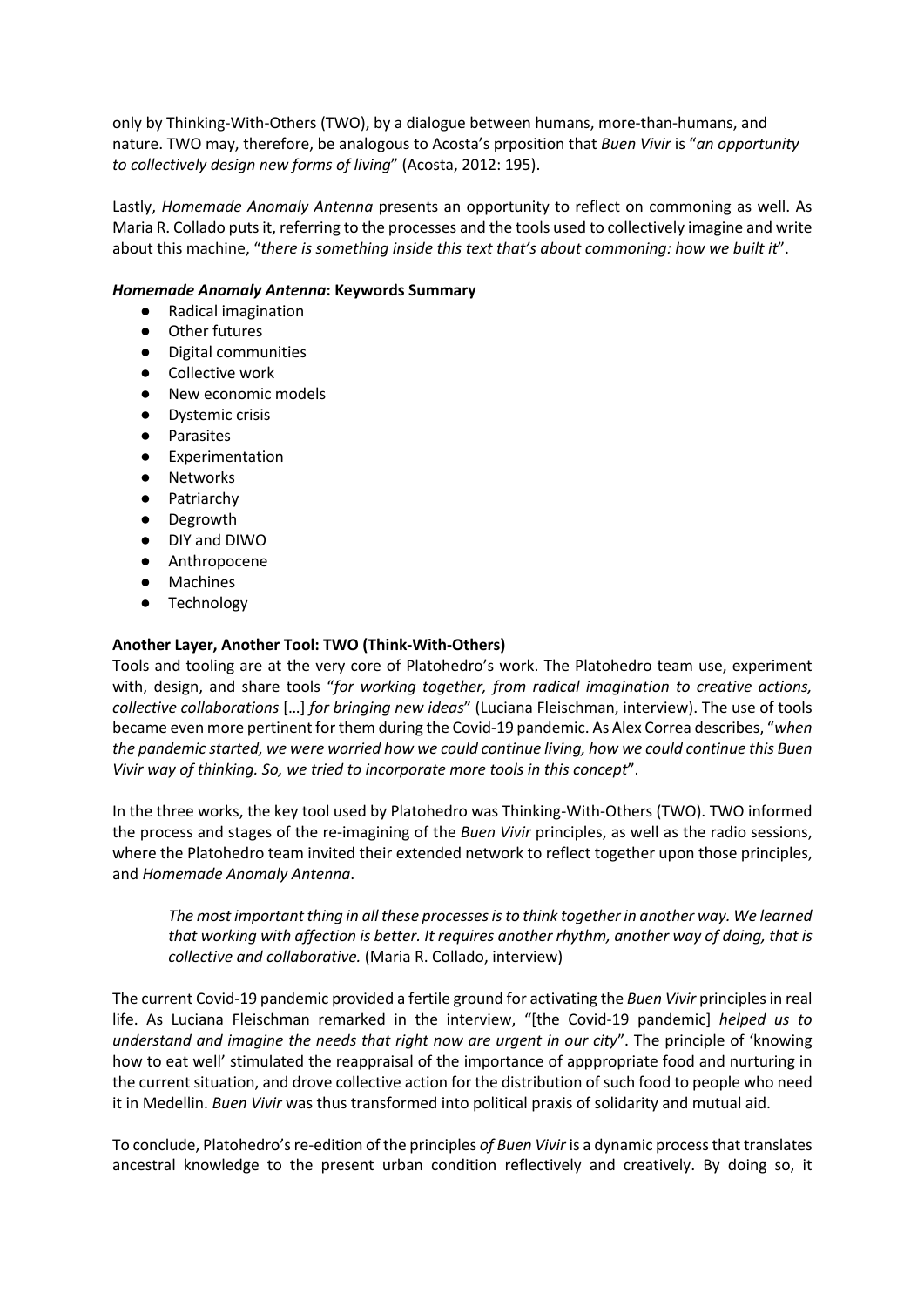only by Thinking-With-Others (TWO), by a dialogue between humans, more-than-humans, and nature. TWO may, therefore, be analogous to Acosta's prposition that *Buen Vivir* is "*an opportunity to collectively design new forms of living*" (Acosta, 2012: 195).

Lastly, *Homemade Anomaly Antenna* presents an opportunity to reflect on commoning as well. As Maria R. Collado puts it, referring to the processes and the tools used to collectively imagine and write about this machine, "*there is something inside this text that's about commoning: how we built it*".

**_Homemade Anomaly Antenna_: Keywords Summary**

- Radical imagination
- Other futures
- Digital communities
- Collective work
- New economic models
- Dystemic crisis
- Parasites
- Experimentation
- Networks
- Patriarchy
- Degrowth
- DIY and DIWO
- Anthropocene
- Machines
- Technology

**Another Layer, Another Tool: TWO (Think-With-Others)**

Tools and tooling are at the very core of Platohedro's work. The Platohedro team use, experiment with, design, and share tools "*for working together, from radical imagination to creative actions, collective collaborations* […] *for bringing new ideas*" (Luciana Fleischman, interview). The use of tools became even more pertinent for them during the Covid-19 pandemic. As Alex Correa describes, "*when the pandemic started, we were worried how we could continue living, how we could continue this Buen Vivir way of thinking. So, we tried to incorporate more tools in this concept*".

In the three works, the key tool used by Platohedro was Thinking-With-Others (TWO). TWO informed the process and stages of the re-imagining of the *Buen Vivir* principles, as well as the radio sessions, where the Platohedro team invited their extended network to reflect together upon those principles, and *Homemade Anomaly Antenna*.

> *The most important thing in all these processes is to think together in another way. We learned that working with affection is better. It requires another rhythm, another way of doing, that is collective and collaborative.* (Maria R. Collado, interview)

The current Covid-19 pandemic provided a fertile ground for activating the *Buen Vivir* principles in real life. As Luciana Fleischman remarked in the interview, "[the Covid-19 pandemic] *helped us to understand and imagine the needs that right now are urgent in our city*". The principle of 'knowing how to eat well' stimulated the reappraisal of the importance of apppropriate food and nurturing in the current situation, and drove collective action for the distribution of such food to people who need it in Medellin. *Buen Vivir* was thus transformed into political praxis of solidarity and mutual aid.

To conclude, Platohedro's re-edition of the principles *of Buen Vivir* is a dynamic process that translates ancestral knowledge to the present urban condition reflectively and creatively. By doing so, it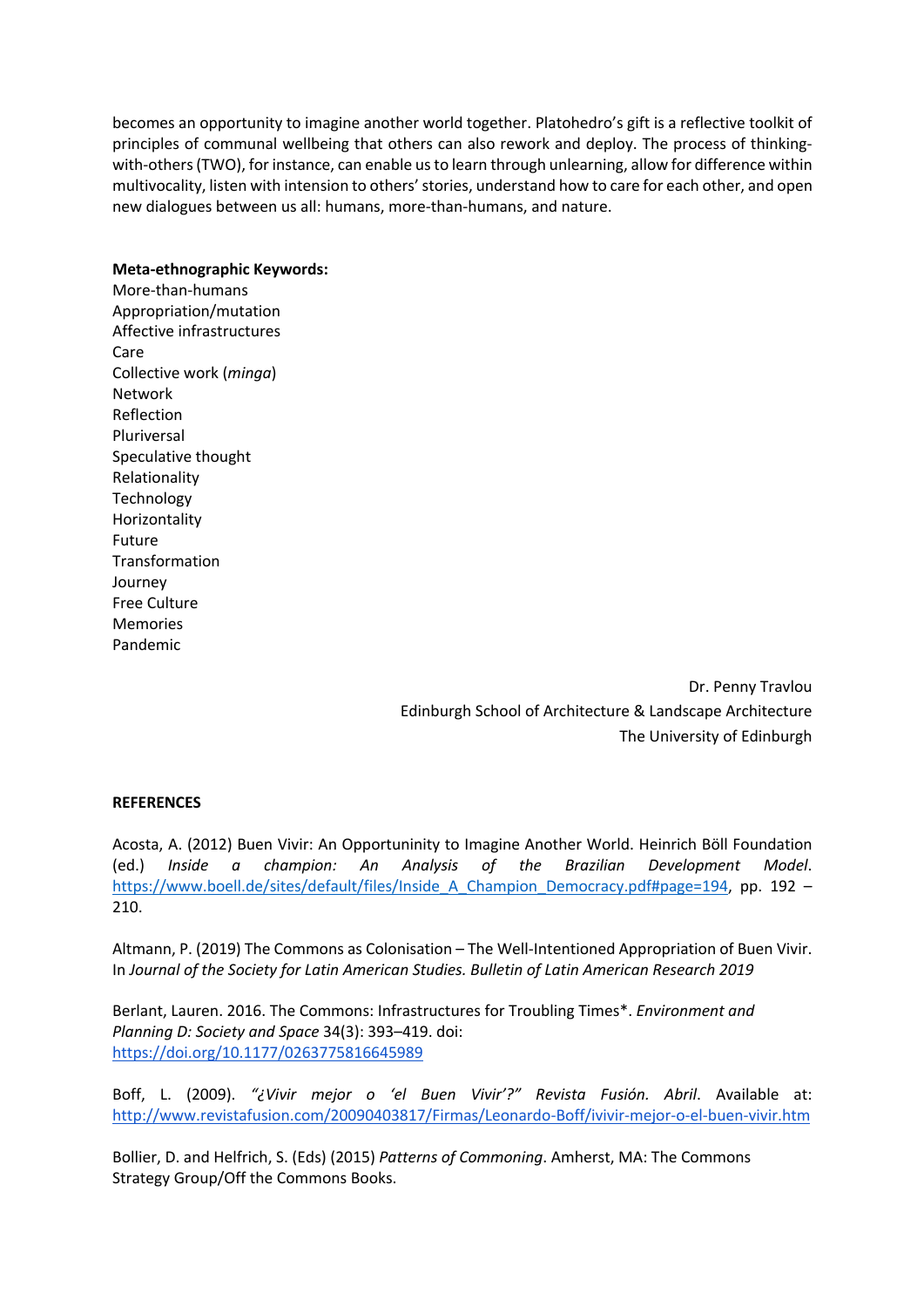becomes an opportunity to imagine another world together. Platohedro's gift is a reflective toolkit of principles of communal wellbeing that others can also rework and deploy. The process of thinking-with-others (TWO), for instance, can enable us to learn through unlearning, allow for difference within multivocality, listen with intension to others' stories, understand how to care for each other, and open new dialogues between us all: humans, more-than-humans, and nature.

**Meta-ethnographic Keywords:**
More-than-humans
Appropriation/mutation
Affective infrastructures
Care
Collective work (*minga*)
Network
Reflection
Pluriversal
Speculative thought
Relationality
Technology
Horizontality
Future
Transformation
Journey
Free Culture
Memories
Pandemic

Dr. Penny Travlou
Edinburgh School of Architecture & Landscape Architecture
The University of Edinburgh

**REFERENCES**

Acosta, A. (2012) Buen Vivir: An Opportuninity to Imagine Another World. Heinrich Böll Foundation (ed.) *Inside a champion: An Analysis of the Brazilian Development Model*. https://www.boell.de/sites/default/files/Inside_A_Champion_Democracy.pdf#page=194, pp. 192 – 210.

Altmann, P. (2019) The Commons as Colonisation – The Well-Intentioned Appropriation of Buen Vivir. In *Journal of the Society for Latin American Studies. Bulletin of Latin American Research 2019*

Berlant, Lauren. 2016. The Commons: Infrastructures for Troubling Times*. *Environment and Planning D: Society and Space* 34(3): 393–419. doi: https://doi.org/10.1177/0263775816645989

Boff, L. (2009). *"¿Vivir mejor o 'el Buen Vivir'?" Revista Fusión. Abril*. Available at: http://www.revistafusion.com/20090403817/Firmas/Leonardo-Boff/ivivir-mejor-o-el-buen-vivir.htm

Bollier, D. and Helfrich, S. (Eds) (2015) *Patterns of Commoning*. Amherst, MA: The Commons Strategy Group/Off the Commons Books.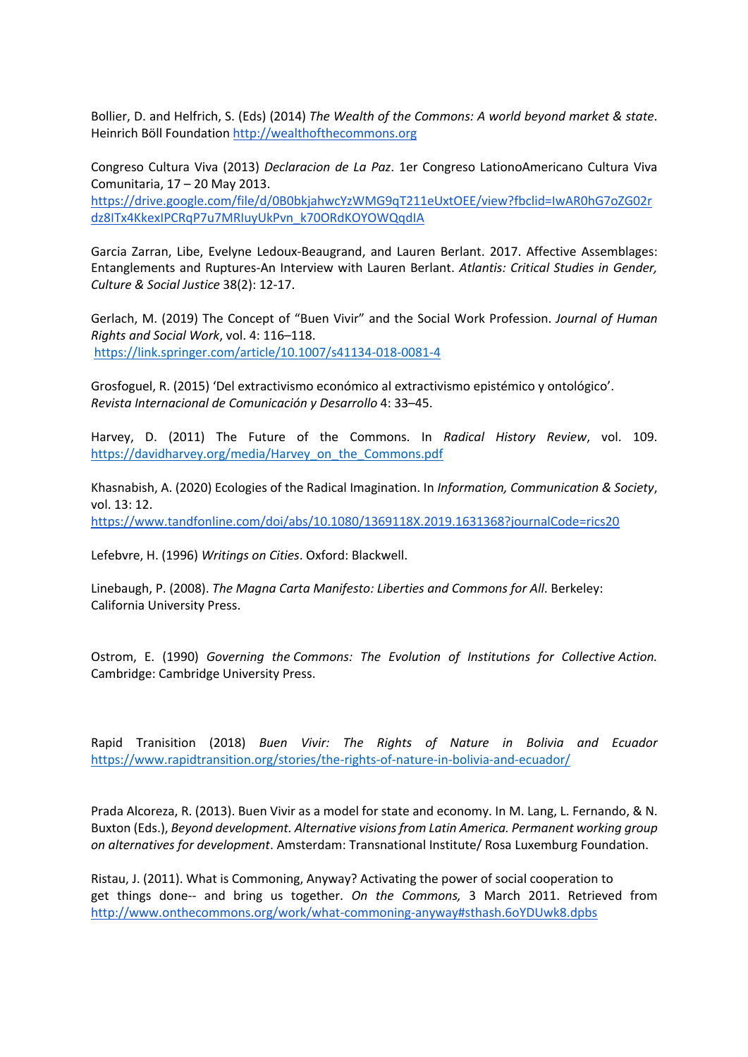Bollier, D. and Helfrich, S. (Eds) (2014) *The Wealth of the Commons: A world beyond market & state*. Heinrich Böll Foundation http://wealthofthecommons.org

Congreso Cultura Viva (2013) *Declaracion de La Paz*. 1er Congreso LationoAmericano Cultura Viva Comunitaria, 17 – 20 May 2013. https://drive.google.com/file/d/0B0bkjahwcYzWMG9qT211eUxtOEE/view?fbclid=IwAR0hG7oZG02rdz8ITx4KkexIPCRqP7u7MRIuyUkPvn_k70ORdKOYOWQqdIA

Garcia Zarran, Libe, Evelyne Ledoux-Beaugrand, and Lauren Berlant. 2017. Affective Assemblages: Entanglements and Ruptures-An Interview with Lauren Berlant. *Atlantis: Critical Studies in Gender, Culture & Social Justice* 38(2): 12-17.

Gerlach, M. (2019) The Concept of "Buen Vivir" and the Social Work Profession. *Journal of Human Rights and Social Work*, vol. 4: 116–118. https://link.springer.com/article/10.1007/s41134-018-0081-4

Grosfoguel, R. (2015) 'Del extractivismo económico al extractivismo epistémico y ontológico'. *Revista Internacional de Comunicación y Desarrollo* 4: 33–45.

Harvey, D. (2011) The Future of the Commons. In *Radical History Review*, vol. 109. https://davidharvey.org/media/Harvey_on_the_Commons.pdf

Khasnabish, A. (2020) Ecologies of the Radical Imagination. In *Information, Communication & Society*, vol. 13: 12. https://www.tandfonline.com/doi/abs/10.1080/1369118X.2019.1631368?journalCode=rics20

Lefebvre, H. (1996) *Writings on Cities*. Oxford: Blackwell.

Linebaugh, P. (2008). *The Magna Carta Manifesto: Liberties and Commons for All*. Berkeley: California University Press.

Ostrom, E. (1990) *Governing the Commons: The Evolution of Institutions for Collective Action.* Cambridge: Cambridge University Press.

Rapid Tranisition (2018) *Buen Vivir: The Rights of Nature in Bolivia and Ecuador* https://www.rapidtransition.org/stories/the-rights-of-nature-in-bolivia-and-ecuador/

Prada Alcoreza, R. (2013). Buen Vivir as a model for state and economy. In M. Lang, L. Fernando, & N. Buxton (Eds.), *Beyond development. Alternative visions from Latin America. Permanent working group on alternatives for development*. Amsterdam: Transnational Institute/ Rosa Luxemburg Foundation.

Ristau, J. (2011). What is Commoning, Anyway? Activating the power of social cooperation to get things done-- and bring us together. *On the Commons,* 3 March 2011. Retrieved from http://www.onthecommons.org/work/what-commoning-anyway#sthash.6oYDUwk8.dpbs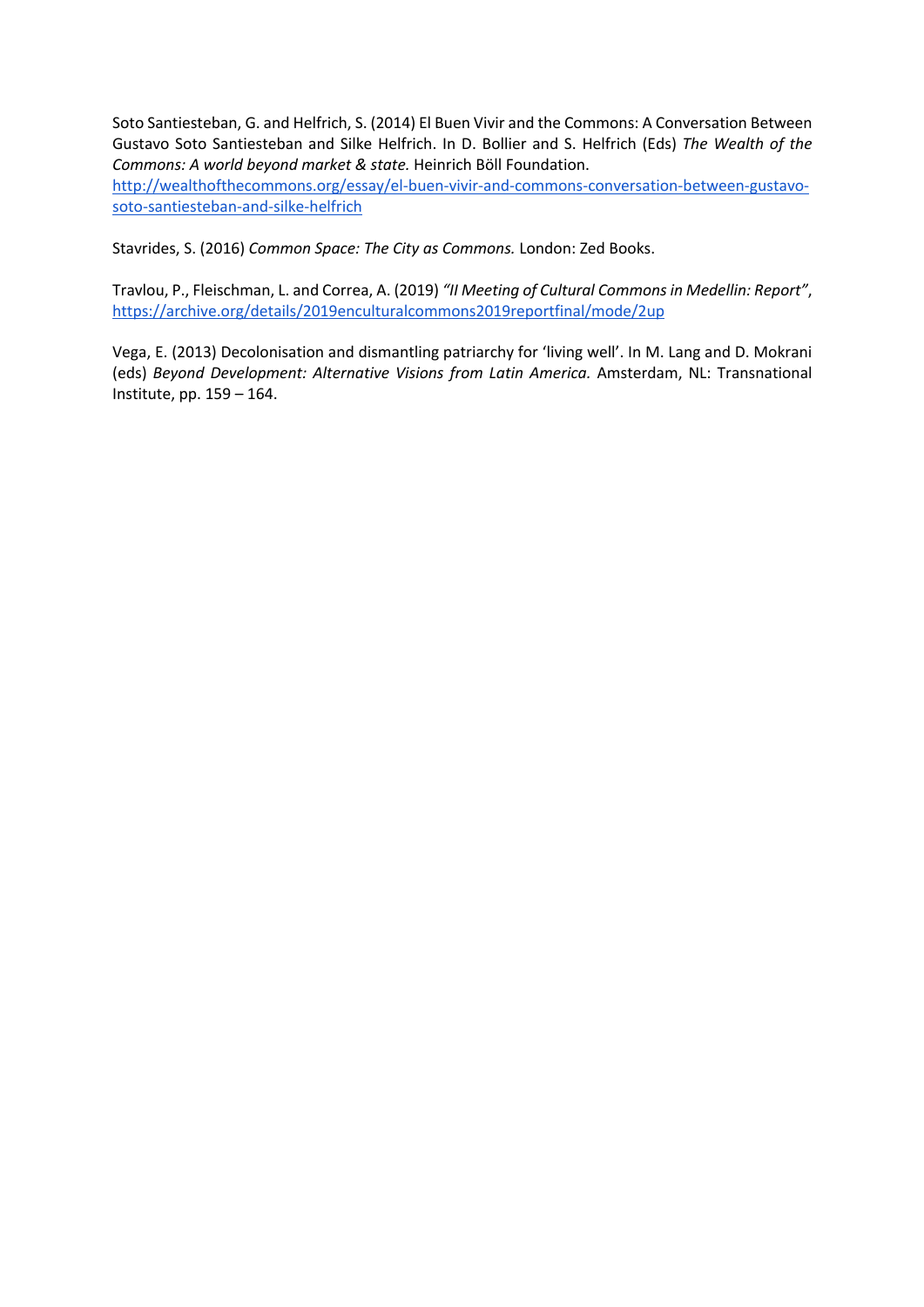Soto Santiesteban, G. and Helfrich, S. (2014) El Buen Vivir and the Commons: A Conversation Between Gustavo Soto Santiesteban and Silke Helfrich. In D. Bollier and S. Helfrich (Eds) *The Wealth of the Commons: A world beyond market & state.* Heinrich Böll Foundation. http://wealthofthecommons.org/essay/el-buen-vivir-and-commons-conversation-between-gustavo-soto-santiesteban-and-silke-helfrich

Stavrides, S. (2016) *Common Space: The City as Commons.* London: Zed Books.

Travlou, P., Fleischman, L. and Correa, A. (2019) *"II Meeting of Cultural Commons in Medellin: Report"*, https://archive.org/details/2019enculturalcommons2019reportfinal/mode/2up

Vega, E. (2013) Decolonisation and dismantling patriarchy for 'living well'. In M. Lang and D. Mokrani (eds) *Beyond Development: Alternative Visions from Latin America.* Amsterdam, NL: Transnational Institute, pp. 159 – 164.